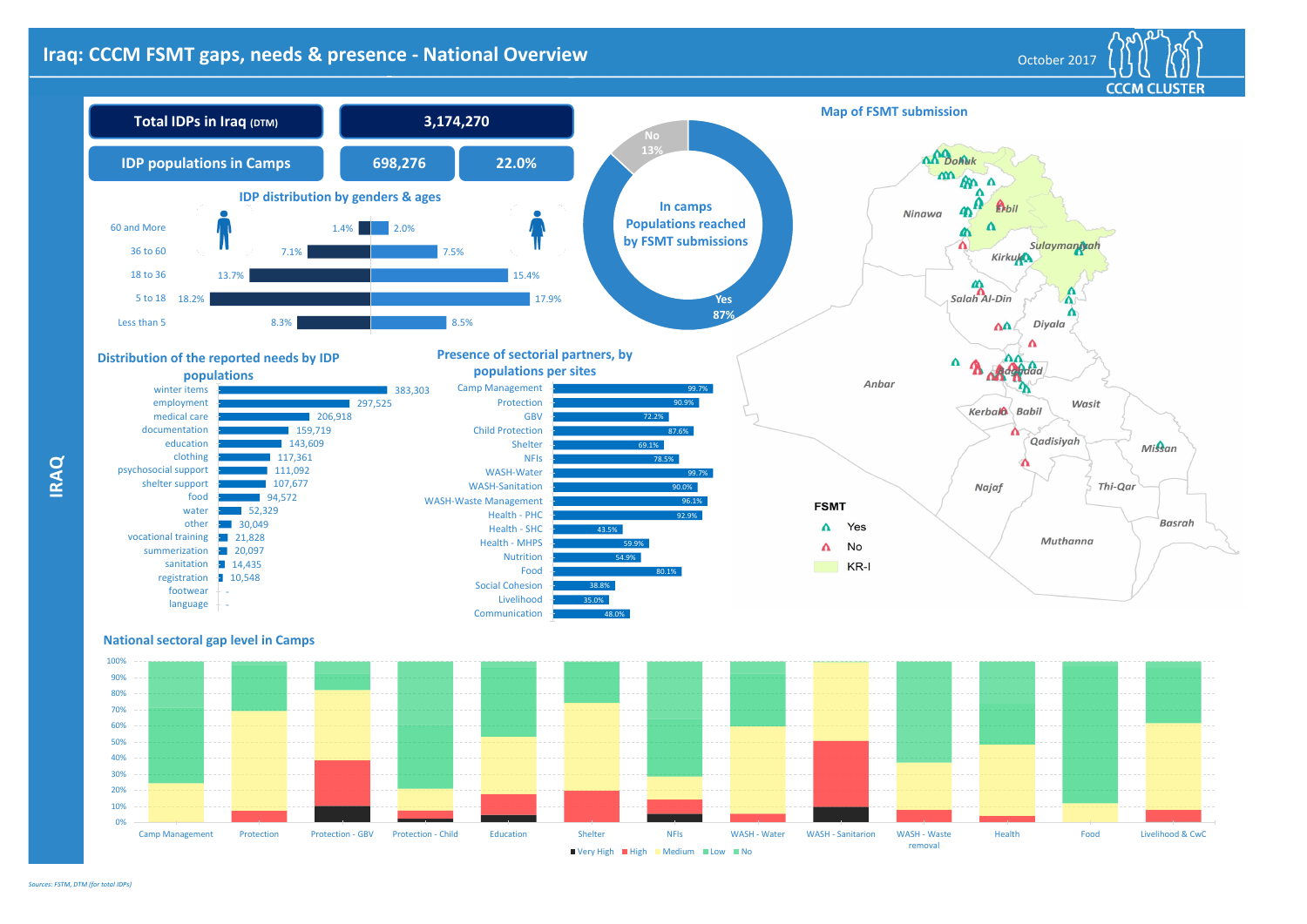# Iraq: CCCM FSMT gaps, needs & presence - National Overview

October 2017

CCCM CLUSTER

IRAQ

| Total IDPs in Iraq (DTM) | 3,174,270 | |
|---|---|---|
| IDP populations in Camps | 698,276 | 22.0% |

## IDP distribution by genders & ages

| Age | Male | Female |
|---|---|---|
| 60 and More | 1.4% | 2.0% |
| 36 to 60 | 7.1% | 7.5% |
| 18 to 36 | 13.7% | 15.4% |
| 5 to 18 | 18.2% | 17.9% |
| Less than 5 | 8.3% | 8.5% |

## In camps Populations reached by FSMT submissions

| Reached | % |
|---|---|
| Yes | 87% |
| No | 13% |

## Map of FSMT submission

FSMT: Yes / No / KR-I

Dohuk, Ninawa, Erbil, Sulaymaniyah, Kirkuk, Salah Al-Din, Diyala, Anbar, Baghdad, Kerbala, Babil, Wasit, Qadisiyah, Missan, Najaf, Thi-Qar, Basrah, Muthanna

## Distribution of the reported needs by IDP populations

| Need | Population |
|---|---|
| winter items | 383,303 |
| employment | 297,525 |
| medical care | 206,918 |
| documentation | 159,719 |
| education | 143,609 |
| clothing | 117,361 |
| psychosocial support | 111,092 |
| shelter support | 107,677 |
| food | 94,572 |
| water | 52,329 |
| other | 30,049 |
| vocational training | 21,828 |
| summerization | 20,097 |
| sanitation | 14,435 |
| registration | 10,548 |
| footwear | - |
| language | - |

## Presence of sectorial partners, by populations per sites

| Sector | % |
|---|---|
| Camp Management | 99.7% |
| Protection | 90.9% |
| GBV | 72.2% |
| Child Protection | 87.6% |
| Shelter | 69.1% |
| NFIs | 78.5% |
| WASH-Water | 99.7% |
| WASH-Sanitation | 90.0% |
| WASH-Waste Management | 96.1% |
| Health - PHC | 92.9% |
| Health - SHC | 43.5% |
| Health - MHPS | 59.9% |
| Nutrition | 54.9% |
| Food | 80.1% |
| Social Cohesion | 38.8% |
| Livelihood | 35.0% |
| Communication | 48.0% |

## National sectoral gap level in Camps

Sectors: Camp Management, Protection, Protection - GBV, Protection - Child, Education, Shelter, NFIs, WASH - Water, WASH - Sanitarion, WASH - Waste removal, Health, Food, Livelihood & CwC

Legend: Very High, High, Medium, Low, No

*Sources: FSTM, DTM (for total IDPs)*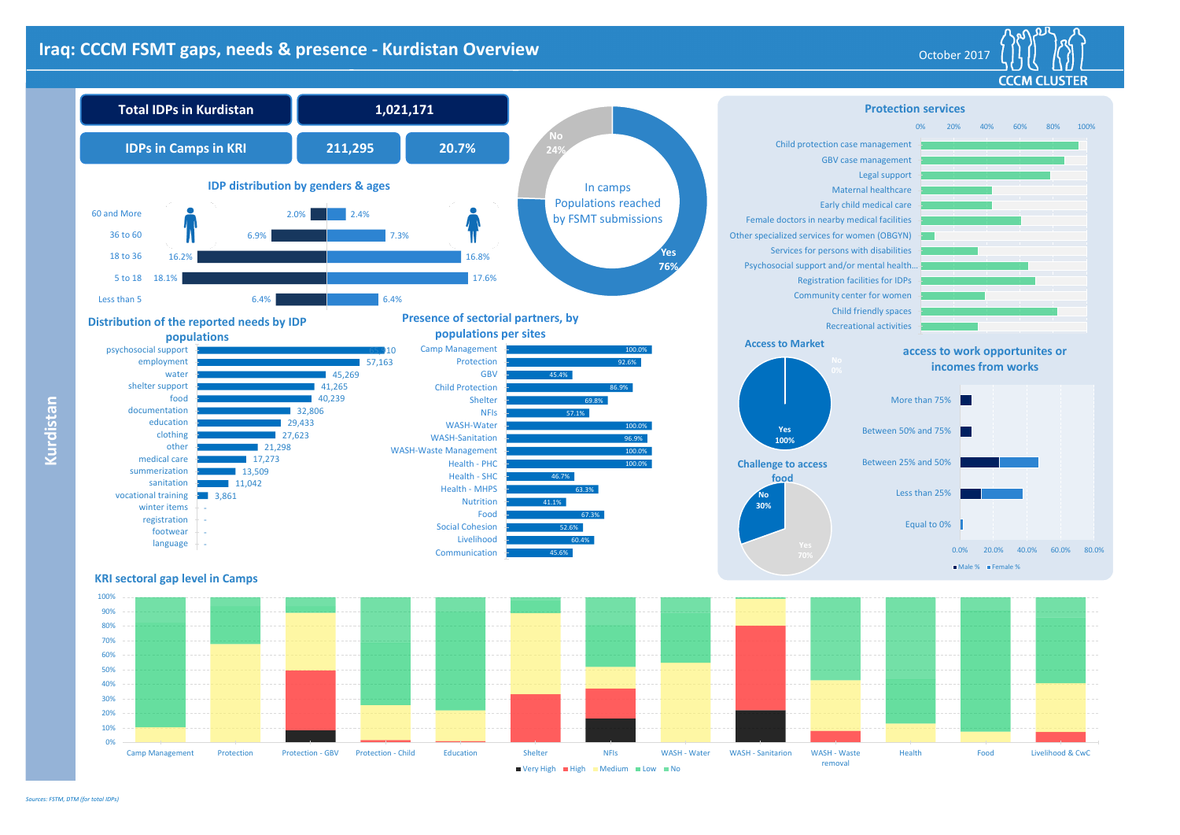# Iraq: CCCM FSMT gaps, needs & presence - Kurdistan Overview

October 2017

CCCM CLUSTER

Kurdistan

| Total IDPs in Kurdistan | 1,021,171 | |
|---|---|---|
| IDPs in Camps in KRI | 211,295 | 20.7% |

## In camps Populations reached by FSMT submissions

| | |
|---|---|
| Yes | 76% |
| No | 24% |

## IDP distribution by genders & ages

| Age | Male | Female |
|---|---|---|
| 60 and More | 2.0% | 2.4% |
| 36 to 60 | 6.9% | 7.3% |
| 18 to 36 | 16.2% | 16.8% |
| 5 to 18 | 18.1% | 17.6% |
| Less than 5 | 6.4% | 6.4% |

## Distribution of the reported needs by IDP populations

| Need | Value |
|---|---|
| psychosocial support | 74,010 |
| employment | 57,163 |
| water | 45,269 |
| shelter support | 41,265 |
| food | 40,239 |
| documentation | 32,806 |
| education | 29,433 |
| clothing | 27,623 |
| other | 21,298 |
| medical care | 17,273 |
| summerization | 13,509 |
| sanitation | 11,042 |
| vocational training | 3,861 |
| winter items | - |
| registration | - |
| footwear | - |
| language | - |

## Presence of sectorial partners, by populations per sites

| Sector | Presence |
|---|---|
| Camp Management | 100.0% |
| Protection | 92.6% |
| GBV | 45.4% |
| Child Protection | 86.9% |
| Shelter | 69.8% |
| NFIs | 57.1% |
| WASH-Water | 100.0% |
| WASH-Sanitation | 96.9% |
| WASH-Waste Management | 100.0% |
| Health - PHC | 100.0% |
| Health - SHC | 46.7% |
| Health - MHPS | 63.3% |
| Nutrition | 41.1% |
| Food | 67.3% |
| Social Cohesion | 52.6% |
| Livelihood | 60.4% |
| Communication | 45.6% |

## Protection services

- Child protection case management
- GBV case management
- Legal support
- Maternal healthcare
- Early child medical care
- Female doctors in nearby medical facilities
- Other specialized services for women (OBGYN)
- Services for persons with disabilities
- Psychosocial support and/or mental health...
- Registration facilities for IDPs
- Community center for women
- Child friendly spaces
- Recreational activities

## Access to Market

| | |
|---|---|
| Yes | 100% |
| No | 0% |

## Challenge to access food

| | |
|---|---|
| Yes | 70% |
| No | 30% |

## access to work opportunites or incomes from works

Categories: More than 75%; Between 50% and 75%; Between 25% and 50%; Less than 25%; Equal to 0%

Male % / Female %

## KRI sectoral gap level in Camps

Sectors: Camp Management, Protection, Protection - GBV, Protection - Child, Education, Shelter, NFIs, WASH - Water, WASH - Sanitation, WASH - Waste removal, Health, Food, Livelihood & CwC

Legend: Very High, High, Medium, Low, No

*Sources: FSTM, DTM (for total IDPs)*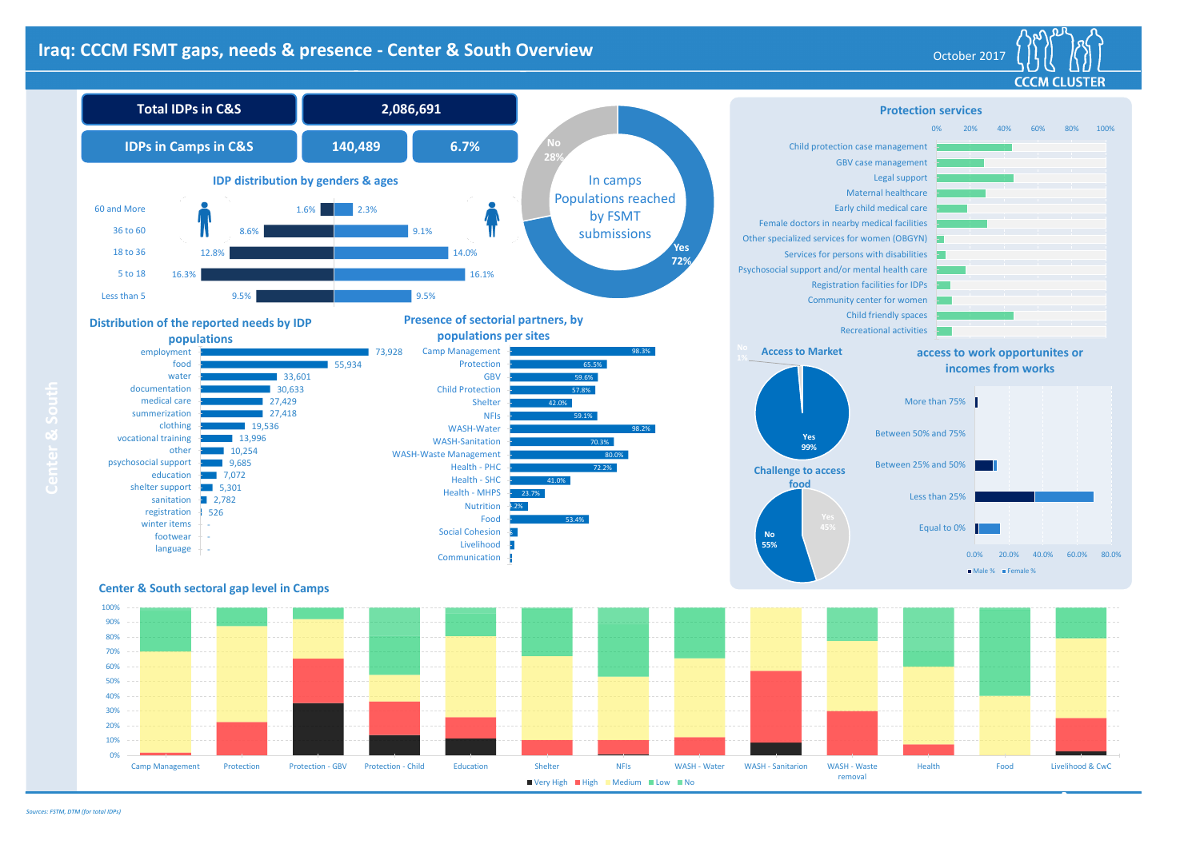# Iraq: CCCM FSMT gaps, needs & presence - Center & South Overview

October 2017

CCCM CLUSTER

Center & South

| Total IDPs in C&S | 2,086,691 | |
|---|---|---|
| IDPs in Camps in C&S | 140,489 | 6.7% |

## In camps Populations reached by FSMT submissions

- No 28%
- Yes 72%

## IDP distribution by genders & ages

| Age | Male | Female |
|---|---|---|
| 60 and More | 1.6% | 2.3% |
| 36 to 60 | 8.6% | 9.1% |
| 18 to 36 | 12.8% | 14.0% |
| 5 to 18 | 16.3% | 16.1% |
| Less than 5 | 9.5% | 9.5% |

## Distribution of the reported needs by IDP populations

| Need | Value |
|---|---|
| employment | 73,928 |
| food | 55,934 |
| water | 33,601 |
| documentation | 30,633 |
| medical care | 27,429 |
| summerization | 27,418 |
| clothing | 19,536 |
| vocational training | 13,996 |
| other | 10,254 |
| psychosocial support | 9,685 |
| education | 7,072 |
| shelter support | 5,301 |
| sanitation | 2,782 |
| registration | 526 |
| winter items | - |
| footwear | - |
| language | - |

## Presence of sectorial partners, by populations per sites

| Sector | % |
|---|---|
| Camp Management | 98.3% |
| Protection | 65.5% |
| GBV | 59.6% |
| Child Protection | 57.8% |
| Shelter | 42.0% |
| NFIs | 59.1% |
| WASH-Water | 98.2% |
| WASH-Sanitation | 70.3% |
| WASH-Waste Management | 80.0% |
| Health - PHC | 72.2% |
| Health - SHC | 41.0% |
| Health - MHPS | 23.7% |
| Nutrition | 2% |
| Food | 53.4% |
| Social Cohesion | % |
| Livelihood | |
| Communication | |

## Protection services

- Child protection case management
- GBV case management
- Legal support
- Maternal healthcare
- Early child medical care
- Female doctors in nearby medical facilities
- Other specialized services for women (OBGYN)
- Services for persons with disabilities
- Psychosocial support and/or mental health care
- Registration facilities for IDPs
- Community center for women
- Child friendly spaces
- Recreational activities

## Access to Market

- Yes 99%
- No 1%

## Challenge to access food

- No 55%
- Yes 45%

## access to work opportunites or incomes from works

Categories: More than 75%; Between 50% and 75%; Between 25% and 50%; Less than 25%; Equal to 0% (Male %, Female %)

## Center & South sectoral gap level in Camps

Sectors: Camp Management, Protection, Protection - GBV, Protection - Child, Education, Shelter, NFIs, WASH - Water, WASH - Sanitation, WASH - Waste removal, Health, Food, Livelihood & CwC

Legend: Very High, High, Medium, Low, No

*Sources: FSTM, DTM (for total IDPs)*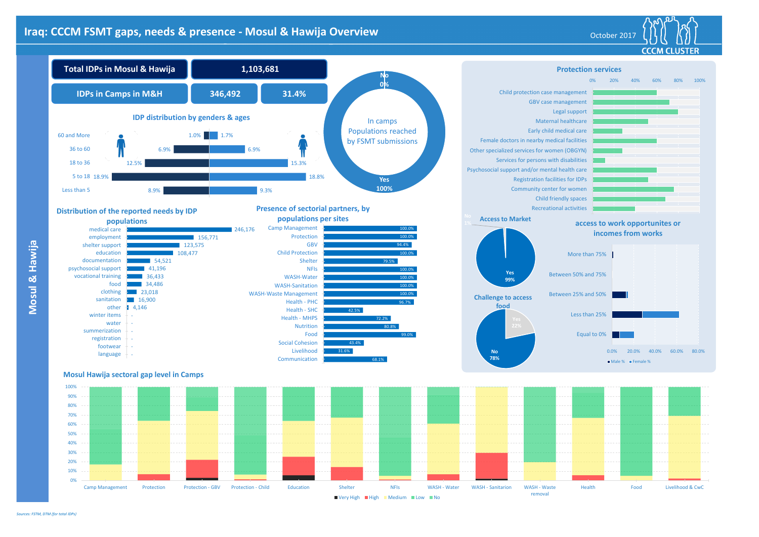# Iraq: CCCM FSMT gaps, needs & presence - Mosul & Hawija Overview

October 2017

CCCM CLUSTER

Mosul & Hawija

**Total IDPs in Mosul & Hawija** 1,103,681

**IDPs in Camps in M&H** 346,492 31.4%

In camps Populations reached by FSMT submissions

No 0%

Yes 100%

## IDP distribution by genders & ages

60 and More 1.0% 1.7%

36 to 60 6.9% 6.9%

18 to 36 12.5% 15.3%

5 to 18 18.9% 18.8%

Less than 5 8.9% 9.3%

## Distribution of the reported needs by IDP populations

medical care 246,176

employment 156,771

shelter support 123,575

education 108,477

documentation 54,521

psychosocial support 41,196

vocational training 36,433

food 34,486

clothing 23,018

sanitation 16,900

other 4,146

winter items -

water -

summerization -

registration -

footwear -

language -

## Presence of sectorial partners, by populations per sites

Camp Management 100.0%

Protection 100.0%

GBV 94.4%

Child Protection 100.0%

Shelter 79.5%

NFIs 100.0%

WASH-Water 100.0%

WASH-Sanitation 100.0%

WASH-Waste Management 100.0%

Health - PHC 96.7%

Health - SHC 42.5%

Health - MHPS 72.2%

Nutrition 80.8%

Food 99.0%

Social Cohesion 43.4%

Livelihood 31.6%

Communication 68.1%

## Protection services

0% 20% 40% 60% 80% 100%

Child protection case management

GBV case management

Legal support

Maternal healthcare

Early child medical care

Female doctors in nearby medical facilities

Other specialized services for women (OBGYN)

Services for persons with disabilities

Psychosocial support and/or mental health care

Registration facilities for IDPs

Community center for women

Child friendly spaces

Recreational activities

## Access to Market

No 1%

Yes 99%

## Challenge to access food

Yes 22%

No 78%

## access to work opportunites or incomes from works

More than 75%

Between 50% and 75%

Between 25% and 50%

Less than 25%

Equal to 0%

0.0% 20.0% 40.0% 60.0% 80.0%

Male % Female %

## Mosul Hawija sectoral gap level in Camps

100% 90% 80% 70% 60% 50% 40% 30% 20% 10% 0%

Camp Management, Protection, Protection - GBV, Protection - Child, Education, Shelter, NFIs, WASH - Water, WASH - Sanitation, WASH - Waste removal, Health, Food, Livelihood & CwC

Very High High Medium Low No

*Sources: FSTM, DTM (for total IDPs)*